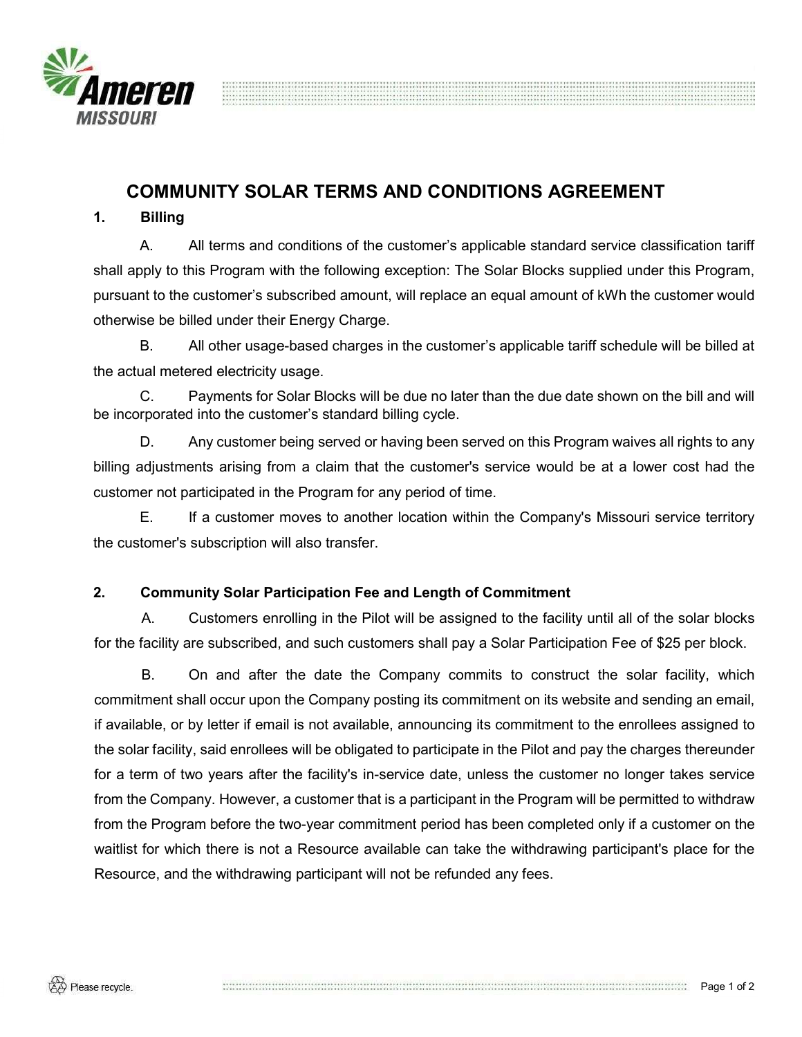# COMMUNITY SOLAR TERMS AND CONDITIONS AGREEMENT

## 1. Billing

A. All terms and conditions of the customer's applicable standard service classification tariff shall apply to this Program with the following exception: The Solar Blocks supplied under this Program, pursuant to the customer's subscribed amount, will replace an equal amount of kWh the customer would otherwise be billed under their Energy Charge.

B. All other usage-based charges in the customer's applicable tariff schedule will be billed at the actual metered electricity usage.

C. Payments for Solar Blocks will be due no later than the due date shown on the bill and will be incorporated into the customer's standard billing cycle.

D. Any customer being served or having been served on this Program waives all rights to any billing adjustments arising from a claim that the customer's service would be at a lower cost had the customer not participated in the Program for any period of time.

E. If a customer moves to another location within the Company's Missouri service territory the customer's subscription will also transfer.

## 2. Community Solar Participation Fee and Length of Commitment

A. Customers enrolling in the Pilot will be assigned to the facility until all of the solar blocks for the facility are subscribed, and such customers shall pay a Solar Participation Fee of $25 per block.

B. On and after the date the Company commits to construct the solar facility, which commitment shall occur upon the Company posting its commitment on its website and sending an email, if available, or by letter if email is not available, announcing its commitment to the enrollees assigned to the solar facility, said enrollees will be obligated to participate in the Pilot and pay the charges thereunder for a term of two years after the facility's in-service date, unless the customer no longer takes service from the Company. However, a customer that is a participant in the Program will be permitted to withdraw from the Program before the two-year commitment period has been completed only if a customer on the waitlist for which there is not a Resource available can take the withdrawing participant's place for the Resource, and the withdrawing participant will not be refunded any fees.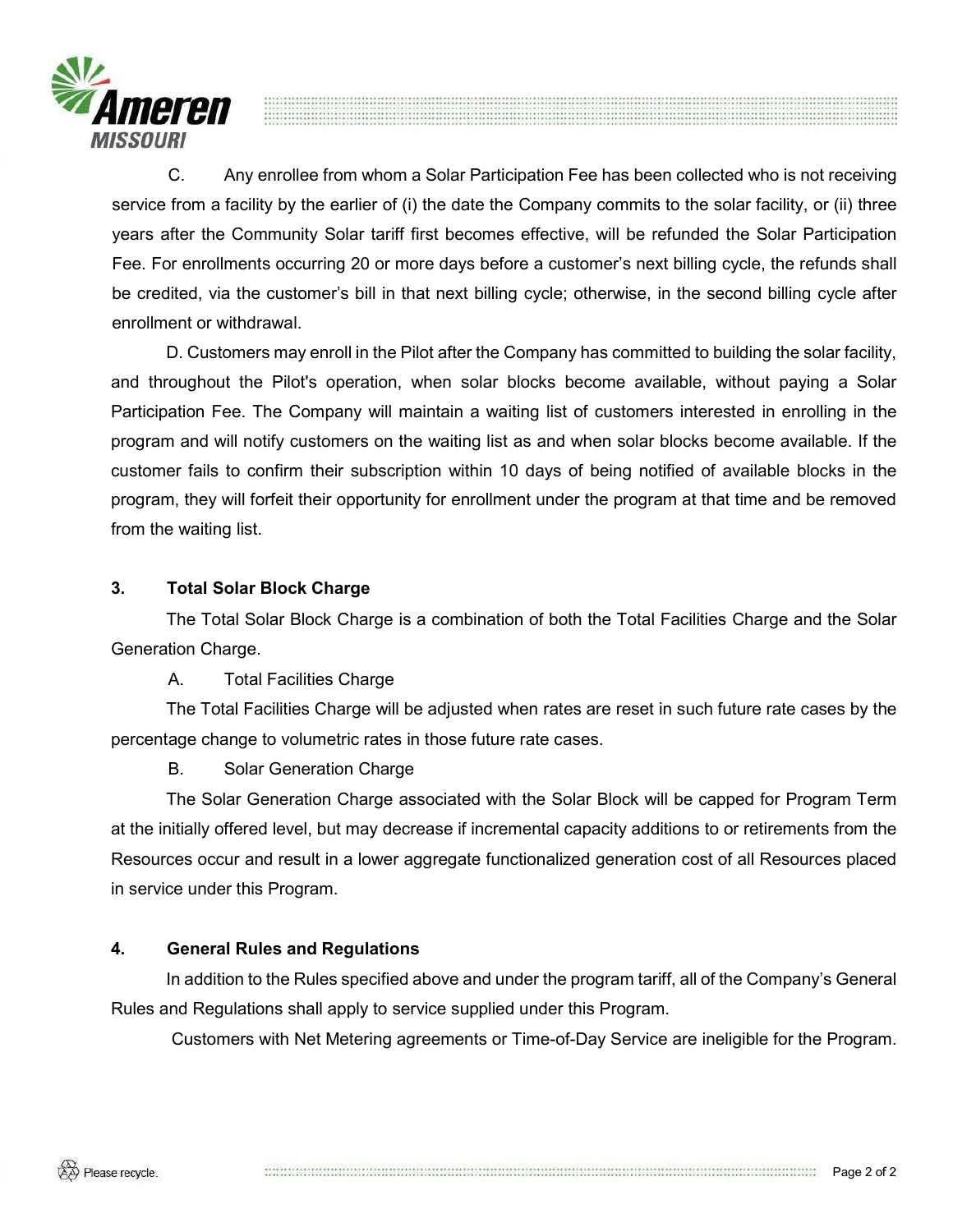C. Any enrollee from whom a Solar Participation Fee has been collected who is not receiving service from a facility by the earlier of (i) the date the Company commits to the solar facility, or (ii) three years after the Community Solar tariff first becomes effective, will be refunded the Solar Participation Fee. For enrollments occurring 20 or more days before a customer's next billing cycle, the refunds shall be credited, via the customer's bill in that next billing cycle; otherwise, in the second billing cycle after enrollment or withdrawal.

D. Customers may enroll in the Pilot after the Company has committed to building the solar facility, and throughout the Pilot's operation, when solar blocks become available, without paying a Solar Participation Fee. The Company will maintain a waiting list of customers interested in enrolling in the program and will notify customers on the waiting list as and when solar blocks become available. If the customer fails to confirm their subscription within 10 days of being notified of available blocks in the program, they will forfeit their opportunity for enrollment under the program at that time and be removed from the waiting list.

### 3. Total Solar Block Charge

The Total Solar Block Charge is a combination of both the Total Facilities Charge and the Solar Generation Charge.

A. Total Facilities Charge

The Total Facilities Charge will be adjusted when rates are reset in such future rate cases by the percentage change to volumetric rates in those future rate cases.

B. Solar Generation Charge

The Solar Generation Charge associated with the Solar Block will be capped for Program Term at the initially offered level, but may decrease if incremental capacity additions to or retirements from the Resources occur and result in a lower aggregate functionalized generation cost of all Resources placed in service under this Program.

### 4. General Rules and Regulations

In addition to the Rules specified above and under the program tariff, all of the Company's General Rules and Regulations shall apply to service supplied under this Program.

Customers with Net Metering agreements or Time-of-Day Service are ineligible for the Program.